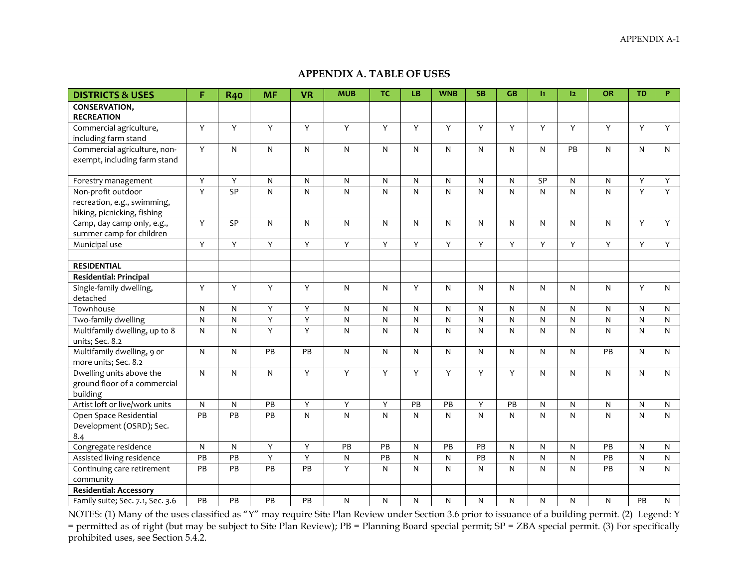## APPENDIX A. TABLE OF USES

| DISTRICTS & USES | F | R40 | MF | VR | MUB | TC | LB | WNB | SB | GB | I1 | I2 | OR | TD | P |
|---|---|---|---|---|---|---|---|---|---|---|---|---|---|---|---|
| **CONSERVATION, RECREATION** | | | | | | | | | | | | | | | |
| Commercial agriculture, including farm stand | Y | Y | Y | Y | Y | Y | Y | Y | Y | Y | Y | Y | Y | Y | Y |
| Commercial agriculture, non-exempt, including farm stand | Y | N | N | N | N | N | N | N | N | N | N | PB | N | N | N |
| Forestry management | Y | Y | N | N | N | N | N | N | N | N | SP | N | N | Y | Y |
| Non-profit outdoor recreation, e.g., swimming, hiking, picnicking, fishing | Y | SP | N | N | N | N | N | N | N | N | N | N | N | Y | Y |
| Camp, day camp only, e.g., summer camp for children | Y | SP | N | N | N | N | N | N | N | N | N | N | N | Y | Y |
| Municipal use | Y | Y | Y | Y | Y | Y | Y | Y | Y | Y | Y | Y | Y | Y | Y |
| | | | | | | | | | | | | | | | |
| **RESIDENTIAL** | | | | | | | | | | | | | | | |
| **Residential: Principal** | | | | | | | | | | | | | | | |
| Single-family dwelling, detached | Y | Y | Y | Y | N | N | Y | N | N | N | N | N | N | Y | N |
| Townhouse | N | N | Y | Y | N | N | N | N | N | N | N | N | N | N | N |
| Two-family dwelling | N | N | Y | Y | N | N | N | N | N | N | N | N | N | N | N |
| Multifamily dwelling, up to 8 units; Sec. 8.2 | N | N | Y | Y | N | N | N | N | N | N | N | N | N | N | N |
| Multifamily dwelling, 9 or more units; Sec. 8.2 | N | N | PB | PB | N | N | N | N | N | N | N | N | PB | N | N |
| Dwelling units above the ground floor of a commercial building | N | N | N | Y | Y | Y | Y | Y | Y | Y | N | N | N | N | N |
| Artist loft or live/work units | N | N | PB | Y | Y | Y | PB | PB | Y | PB | N | N | N | N | N |
| Open Space Residential Development (OSRD); Sec. 8.4 | PB | PB | PB | N | N | N | N | N | N | N | N | N | N | N | N |
| Congregate residence | N | N | Y | Y | PB | PB | N | PB | PB | N | N | N | PB | N | N |
| Assisted living residence | PB | PB | Y | Y | N | PB | N | N | PB | N | N | N | PB | N | N |
| Continuing care retirement community | PB | PB | PB | PB | Y | N | N | N | N | N | N | N | PB | N | N |
| **Residential: Accessory** | | | | | | | | | | | | | | | |
| Family suite; Sec. 7.1, Sec. 3.6 | PB | PB | PB | PB | N | N | N | N | N | N | N | N | N | PB | N |

NOTES: (1) Many of the uses classified as "Y" may require Site Plan Review under Section 3.6 prior to issuance of a building permit. (2) Legend: Y = permitted as of right (but may be subject to Site Plan Review); PB = Planning Board special permit; SP = ZBA special permit. (3) For specifically prohibited uses, see Section 5.4.2.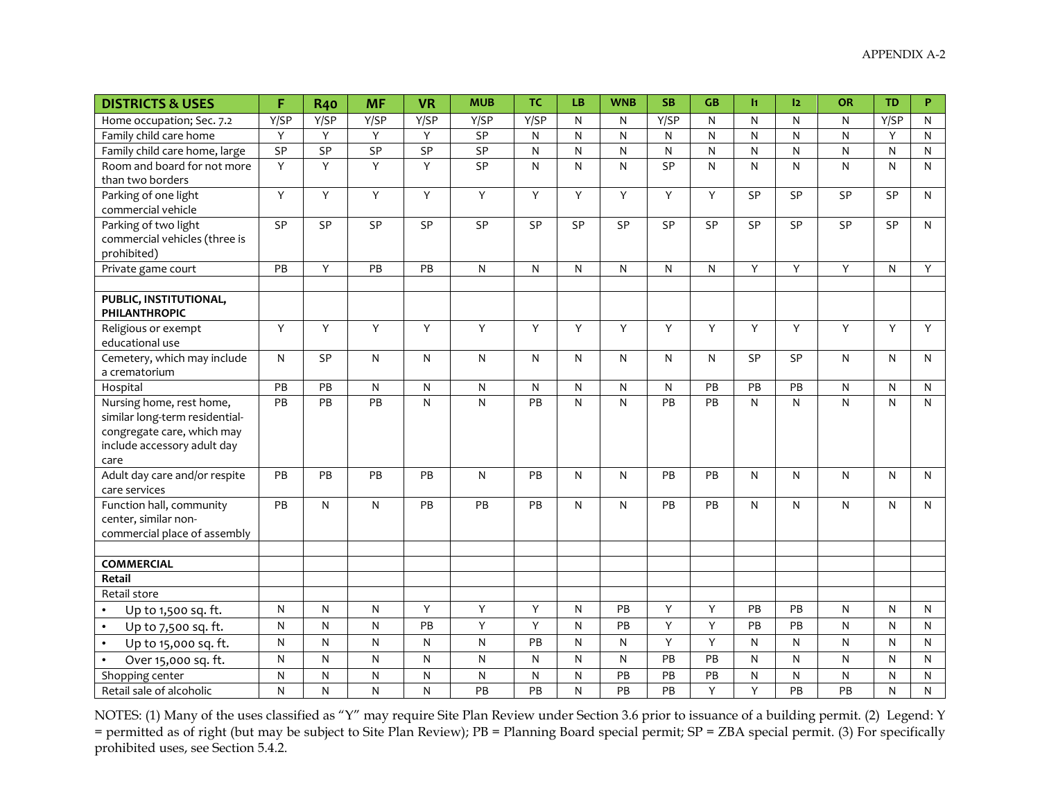| DISTRICTS & USES | F | R40 | MF | VR | MUB | TC | LB | WNB | SB | GB | I1 | I2 | OR | TD | P |
|---|---|---|---|---|---|---|---|---|---|---|---|---|---|---|---|
| Home occupation; Sec. 7.2 | Y/SP | Y/SP | Y/SP | Y/SP | Y/SP | Y/SP | N | N | Y/SP | N | N | N | N | Y/SP | N |
| Family child care home | Y | Y | Y | Y | SP | N | N | N | N | N | N | N | N | Y | N |
| Family child care home, large | SP | SP | SP | SP | SP | N | N | N | N | N | N | N | N | N | N |
| Room and board for not more than two borders | Y | Y | Y | Y | SP | N | N | N | SP | N | N | N | N | N | N |
| Parking of one light commercial vehicle | Y | Y | Y | Y | Y | Y | Y | Y | Y | Y | SP | SP | SP | SP | N |
| Parking of two light commercial vehicles (three is prohibited) | SP | SP | SP | SP | SP | SP | SP | SP | SP | SP | SP | SP | SP | SP | N |
| Private game court | PB | Y | PB | PB | N | N | N | N | N | N | Y | Y | Y | N | Y |
| | | | | | | | | | | | | | | | |
| **PUBLIC, INSTITUTIONAL, PHILANTHROPIC** | | | | | | | | | | | | | | | |
| Religious or exempt educational use | Y | Y | Y | Y | Y | Y | Y | Y | Y | Y | Y | Y | Y | Y | Y |
| Cemetery, which may include a crematorium | N | SP | N | N | N | N | N | N | N | N | SP | SP | N | N | N |
| Hospital | PB | PB | N | N | N | N | N | N | N | PB | PB | PB | N | N | N |
| Nursing home, rest home, similar long-term residential-congregate care, which may include accessory adult day care | PB | PB | PB | N | N | PB | N | N | PB | PB | N | N | N | N | N |
| Adult day care and/or respite care services | PB | PB | PB | PB | N | PB | N | N | PB | PB | N | N | N | N | N |
| Function hall, community center, similar non-commercial place of assembly | PB | N | N | PB | PB | PB | N | N | PB | PB | N | N | N | N | N |
| | | | | | | | | | | | | | | | |
| **COMMERCIAL** | | | | | | | | | | | | | | | |
| **Retail** | | | | | | | | | | | | | | | |
| Retail store | | | | | | | | | | | | | | | |
| • Up to 1,500 sq. ft. | N | N | N | Y | Y | Y | N | PB | Y | Y | PB | PB | N | N | N |
| • Up to 7,500 sq. ft. | N | N | N | PB | Y | Y | N | PB | Y | Y | PB | PB | N | N | N |
| • Up to 15,000 sq. ft. | N | N | N | N | N | PB | N | N | Y | Y | N | N | N | N | N |
| • Over 15,000 sq. ft. | N | N | N | N | N | N | N | N | PB | PB | N | N | N | N | N |
| Shopping center | N | N | N | N | N | N | N | PB | PB | PB | N | N | N | N | N |
| Retail sale of alcoholic | N | N | N | N | PB | PB | N | PB | PB | Y | Y | PB | PB | N | N |

NOTES: (1) Many of the uses classified as "Y" may require Site Plan Review under Section 3.6 prior to issuance of a building permit. (2) Legend: Y = permitted as of right (but may be subject to Site Plan Review); PB = Planning Board special permit; SP = ZBA special permit. (3) For specifically prohibited uses, see Section 5.4.2.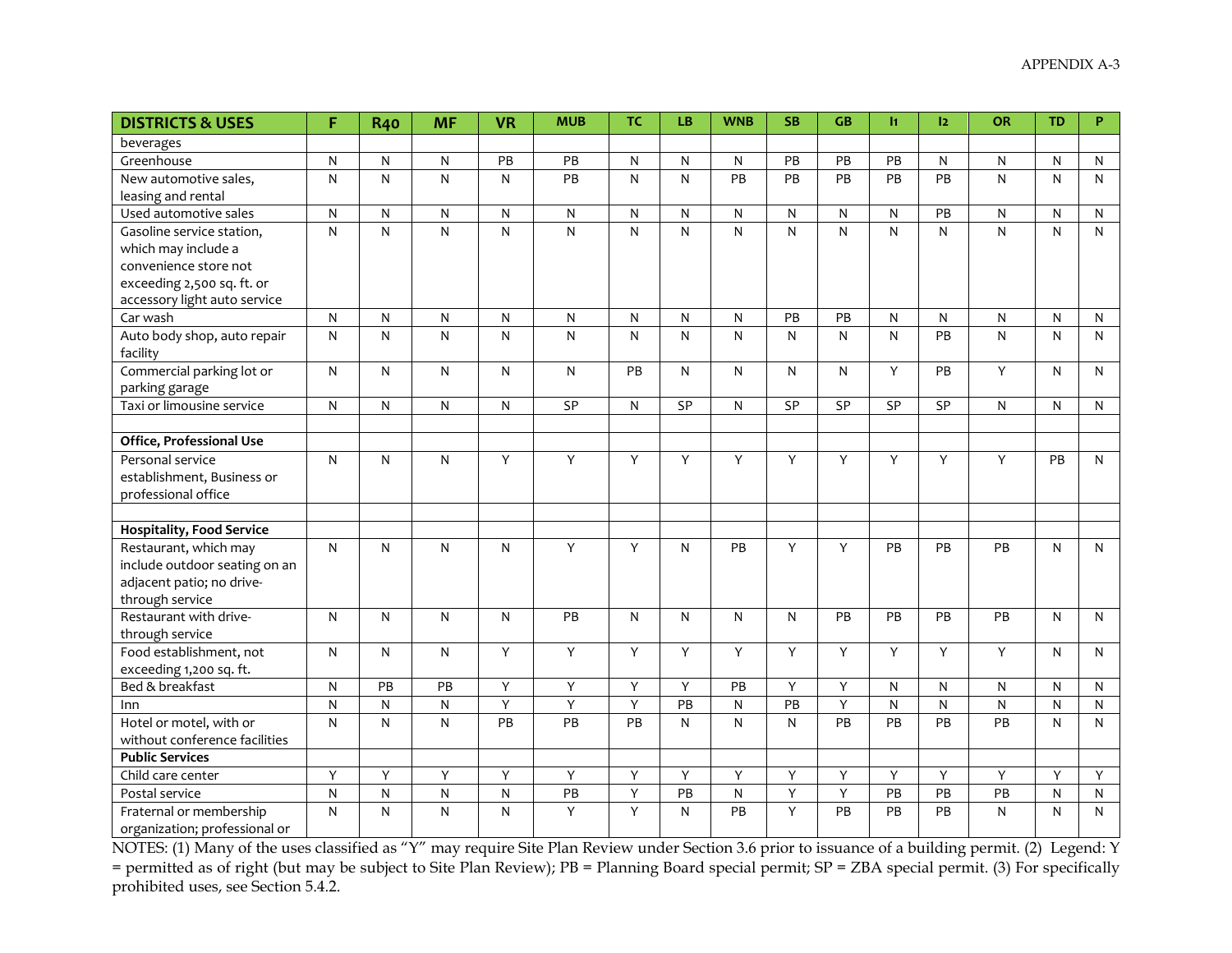| DISTRICTS & USES | F | R40 | MF | VR | MUB | TC | LB | WNB | SB | GB | I1 | I2 | OR | TD | P |
|---|---|---|---|---|---|---|---|---|---|---|---|---|---|---|---|
| beverages | | | | | | | | | | | | | | | |
| Greenhouse | N | N | N | PB | PB | N | N | N | PB | PB | PB | N | N | N | N |
| New automotive sales, leasing and rental | N | N | N | N | PB | N | N | PB | PB | PB | PB | PB | N | N | N |
| Used automotive sales | N | N | N | N | N | N | N | N | N | N | N | PB | N | N | N |
| Gasoline service station, which may include a convenience store not exceeding 2,500 sq. ft. or accessory light auto service | N | N | N | N | N | N | N | N | N | N | N | N | N | N | N |
| Car wash | N | N | N | N | N | N | N | N | PB | PB | N | N | N | N | N |
| Auto body shop, auto repair facility | N | N | N | N | N | N | N | N | N | N | N | PB | N | N | N |
| Commercial parking lot or parking garage | N | N | N | N | N | PB | N | N | N | N | Y | PB | Y | N | N |
| Taxi or limousine service | N | N | N | N | SP | N | SP | N | SP | SP | SP | SP | N | N | N |
| | | | | | | | | | | | | | | | |
| **Office, Professional Use** | | | | | | | | | | | | | | | |
| Personal service establishment, Business or professional office | N | N | N | Y | Y | Y | Y | Y | Y | Y | Y | Y | Y | PB | N |
| | | | | | | | | | | | | | | | |
| **Hospitality, Food Service** | | | | | | | | | | | | | | | |
| Restaurant, which may include outdoor seating on an adjacent patio; no drive-through service | N | N | N | N | Y | Y | N | PB | Y | Y | PB | PB | PB | N | N |
| Restaurant with drive-through service | N | N | N | N | PB | N | N | N | N | PB | PB | PB | PB | N | N |
| Food establishment, not exceeding 1,200 sq. ft. | N | N | N | Y | Y | Y | Y | Y | Y | Y | Y | Y | Y | N | N |
| Bed & breakfast | N | PB | PB | Y | Y | Y | Y | PB | Y | Y | N | N | N | N | N |
| Inn | N | N | N | Y | Y | Y | PB | N | PB | Y | N | N | N | N | N |
| Hotel or motel, with or without conference facilities | N | N | N | PB | PB | PB | N | N | N | PB | PB | PB | PB | N | N |
| **Public Services** | | | | | | | | | | | | | | | |
| Child care center | Y | Y | Y | Y | Y | Y | Y | Y | Y | Y | Y | Y | Y | Y | Y |
| Postal service | N | N | N | N | PB | Y | PB | N | Y | Y | PB | PB | PB | N | N |
| Fraternal or membership organization; professional or | N | N | N | N | Y | Y | N | PB | Y | PB | PB | PB | N | N | N |

NOTES: (1) Many of the uses classified as "Y" may require Site Plan Review under Section 3.6 prior to issuance of a building permit. (2) Legend: Y = permitted as of right (but may be subject to Site Plan Review); PB = Planning Board special permit; SP = ZBA special permit. (3) For specifically prohibited uses, see Section 5.4.2.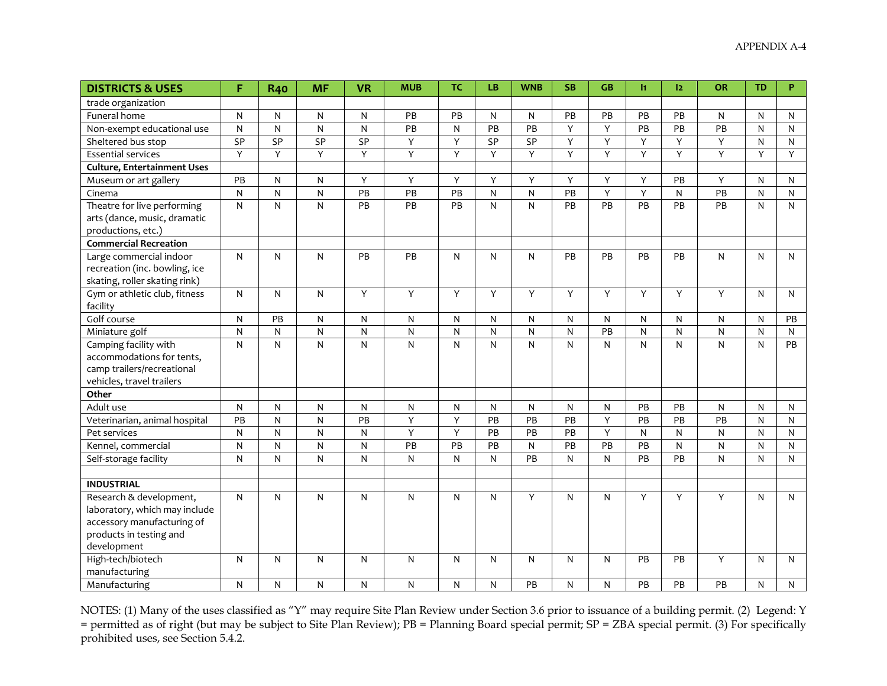| DISTRICTS & USES | F | R40 | MF | VR | MUB | TC | LB | WNB | SB | GB | I1 | I2 | OR | TD | P |
|---|---|---|---|---|---|---|---|---|---|---|---|---|---|---|---|
| trade organization | | | | | | | | | | | | | | | |
| Funeral home | N | N | N | N | PB | PB | N | N | PB | PB | PB | PB | N | N | N |
| Non-exempt educational use | N | N | N | N | PB | N | PB | PB | Y | Y | PB | PB | PB | N | N |
| Sheltered bus stop | SP | SP | SP | SP | Y | Y | SP | SP | Y | Y | Y | Y | Y | N | N |
| Essential services | Y | Y | Y | Y | Y | Y | Y | Y | Y | Y | Y | Y | Y | Y | Y |
| **Culture, Entertainment Uses** | | | | | | | | | | | | | | | |
| Museum or art gallery | PB | N | N | Y | Y | Y | Y | Y | Y | Y | Y | PB | Y | N | N |
| Cinema | N | N | N | PB | PB | PB | N | N | PB | Y | Y | N | PB | N | N |
| Theatre for live performing arts (dance, music, dramatic productions, etc.) | N | N | N | PB | PB | PB | N | N | PB | PB | PB | PB | PB | N | N |
| **Commercial Recreation** | | | | | | | | | | | | | | | |
| Large commercial indoor recreation (inc. bowling, ice skating, roller skating rink) | N | N | N | PB | PB | N | N | N | PB | PB | PB | PB | N | N | N |
| Gym or athletic club, fitness facility | N | N | N | Y | Y | Y | Y | Y | Y | Y | Y | Y | Y | N | N |
| Golf course | N | PB | N | N | N | N | N | N | N | N | N | N | N | N | PB |
| Miniature golf | N | N | N | N | N | N | N | N | N | PB | N | N | N | N | N |
| Camping facility with accommodations for tents, camp trailers/recreational vehicles, travel trailers | N | N | N | N | N | N | N | N | N | N | N | N | N | N | PB |
| **Other** | | | | | | | | | | | | | | | |
| Adult use | N | N | N | N | N | N | N | N | N | N | PB | PB | N | N | N |
| Veterinarian, animal hospital | PB | N | N | PB | Y | Y | PB | PB | PB | Y | PB | PB | PB | N | N |
| Pet services | N | N | N | N | Y | Y | PB | PB | PB | Y | N | N | N | N | N |
| Kennel, commercial | N | N | N | N | PB | PB | PB | N | PB | PB | PB | N | N | N | N |
| Self-storage facility | N | N | N | N | N | N | N | PB | N | N | PB | PB | N | N | N |
| | | | | | | | | | | | | | | | |
| **INDUSTRIAL** | | | | | | | | | | | | | | | |
| Research & development, laboratory, which may include accessory manufacturing of products in testing and development | N | N | N | N | N | N | N | Y | N | N | Y | Y | Y | N | N |
| High-tech/biotech manufacturing | N | N | N | N | N | N | N | N | N | N | PB | PB | Y | N | N |
| Manufacturing | N | N | N | N | N | N | N | PB | N | N | PB | PB | PB | N | N |

NOTES: (1) Many of the uses classified as "Y" may require Site Plan Review under Section 3.6 prior to issuance of a building permit. (2) Legend: Y = permitted as of right (but may be subject to Site Plan Review); PB = Planning Board special permit; SP = ZBA special permit. (3) For specifically prohibited uses, see Section 5.4.2.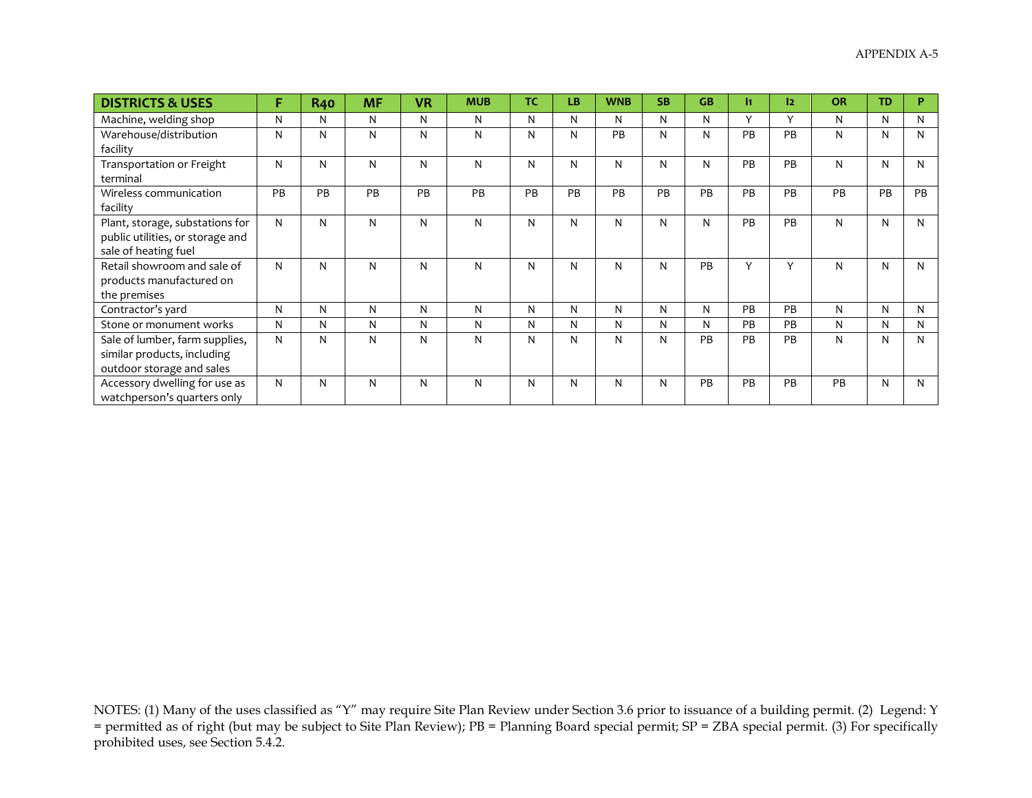| DISTRICTS & USES | F | R40 | MF | VR | MUB | TC | LB | WNB | SB | GB | I1 | I2 | OR | TD | P |
|---|---|---|---|---|---|---|---|---|---|---|---|---|---|---|---|
| Machine, welding shop | N | N | N | N | N | N | N | N | N | N | Y | Y | N | N | N |
| Warehouse/distribution facility | N | N | N | N | N | N | N | PB | N | N | PB | PB | N | N | N |
| Transportation or Freight terminal | N | N | N | N | N | N | N | N | N | N | PB | PB | N | N | N |
| Wireless communication facility | PB | PB | PB | PB | PB | PB | PB | PB | PB | PB | PB | PB | PB | PB | PB |
| Plant, storage, substations for public utilities, or storage and sale of heating fuel | N | N | N | N | N | N | N | N | N | N | PB | PB | N | N | N |
| Retail showroom and sale of products manufactured on the premises | N | N | N | N | N | N | N | N | N | PB | Y | Y | N | N | N |
| Contractor's yard | N | N | N | N | N | N | N | N | N | N | PB | PB | N | N | N |
| Stone or monument works | N | N | N | N | N | N | N | N | N | N | PB | PB | N | N | N |
| Sale of lumber, farm supplies, similar products, including outdoor storage and sales | N | N | N | N | N | N | N | N | N | PB | PB | PB | N | N | N |
| Accessory dwelling for use as watchperson's quarters only | N | N | N | N | N | N | N | N | N | PB | PB | PB | PB | N | N |

NOTES: (1) Many of the uses classified as "Y" may require Site Plan Review under Section 3.6 prior to issuance of a building permit. (2) Legend: Y = permitted as of right (but may be subject to Site Plan Review); PB = Planning Board special permit; SP = ZBA special permit. (3) For specifically prohibited uses, see Section 5.4.2.